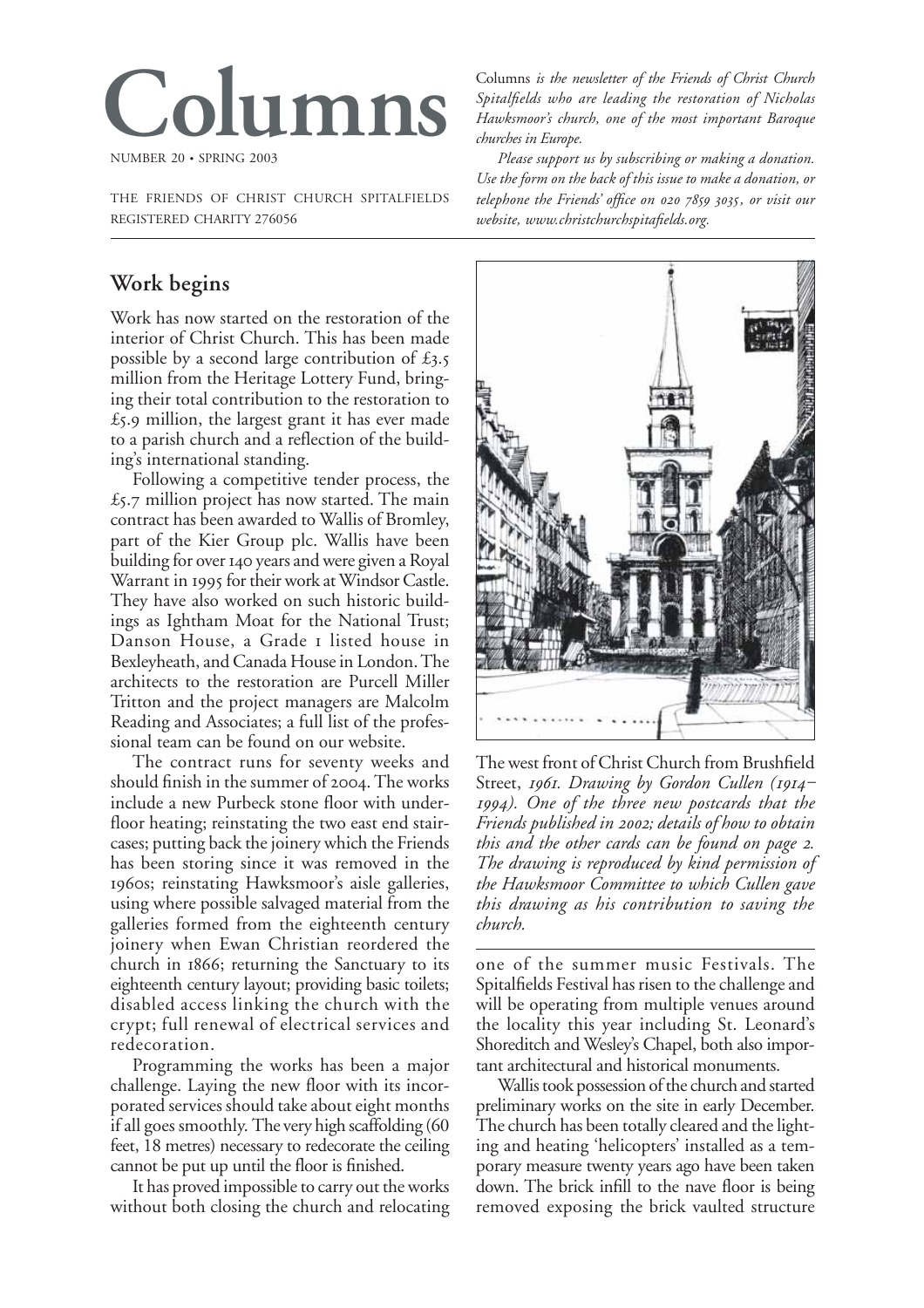# Columns

NUMBER 20 • SPRING 2003

THE FRIENDS OF CHRIST CHURCH SPITALFIELDS
REGISTERED CHARITY 276056

*Columns is the newsletter of the Friends of Christ Church Spitalfields who are leading the restoration of Nicholas Hawksmoor's church, one of the most important Baroque churches in Europe.*

*Please support us by subscribing or making a donation. Use the form on the back of this issue to make a donation, or telephone the Friends' office on 020 7859 3035, or visit our website, www.christchurchspitafields.org.*

## Work begins

Work has now started on the restoration of the interior of Christ Church. This has been made possible by a second large contribution of £3.5 million from the Heritage Lottery Fund, bringing their total contribution to the restoration to £5.9 million, the largest grant it has ever made to a parish church and a reflection of the building's international standing.

Following a competitive tender process, the £5.7 million project has now started. The main contract has been awarded to Wallis of Bromley, part of the Kier Group plc. Wallis have been building for over 140 years and were given a Royal Warrant in 1995 for their work at Windsor Castle. They have also worked on such historic buildings as Ightham Moat for the National Trust; Danson House, a Grade I listed house in Bexleyheath, and Canada House in London. The architects to the restoration are Purcell Miller Tritton and the project managers are Malcolm Reading and Associates; a full list of the professional team can be found on our website.

The contract runs for seventy weeks and should finish in the summer of 2004. The works include a new Purbeck stone floor with underfloor heating; reinstating the two east end staircases; putting back the joinery which the Friends has been storing since it was removed in the 1960s; reinstating Hawksmoor's aisle galleries, using where possible salvaged material from the galleries formed from the eighteenth century joinery when Ewan Christian reordered the church in 1866; returning the Sanctuary to its eighteenth century layout; providing basic toilets; disabled access linking the church with the crypt; full renewal of electrical services and redecoration.

Programming the works has been a major challenge. Laying the new floor with its incorporated services should take about eight months if all goes smoothly. The very high scaffolding (60 feet, 18 metres) necessary to redecorate the ceiling cannot be put up until the floor is finished.

It has proved impossible to carry out the works without both closing the church and relocating one of the summer music Festivals. The Spitalfields Festival has risen to the challenge and will be operating from multiple venues around the locality this year including St. Leonard's Shoreditch and Wesley's Chapel, both also important architectural and historical monuments.

Wallis took possession of the church and started preliminary works on the site in early December. The church has been totally cleared and the lighting and heating 'helicopters' installed as a temporary measure twenty years ago have been taken down. The brick infill to the nave floor is being removed exposing the brick vaulted structure

The west front of Christ Church from Brushfield Street, *1961. Drawing by Gordon Cullen (1914–1994). One of the three new postcards that the Friends published in 2002; details of how to obtain this and the other cards can be found on page 2. The drawing is reproduced by kind permission of the Hawksmoor Committee to which Cullen gave this drawing as his contribution to saving the church.*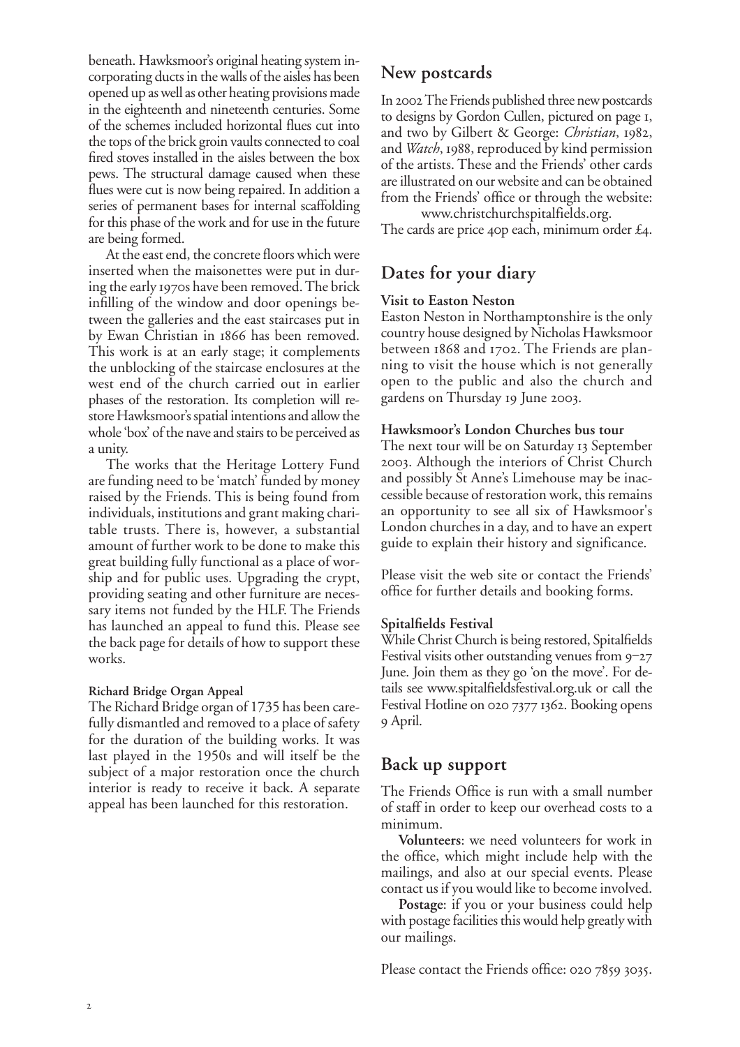beneath. Hawksmoor's original heating system incorporating ducts in the walls of the aisles has been opened up as well as other heating provisions made in the eighteenth and nineteenth centuries. Some of the schemes included horizontal flues cut into the tops of the brick groin vaults connected to coal fired stoves installed in the aisles between the box pews. The structural damage caused when these flues were cut is now being repaired. In addition a series of permanent bases for internal scaffolding for this phase of the work and for use in the future are being formed.

At the east end, the concrete floors which were inserted when the maisonettes were put in during the early 1970s have been removed. The brick infilling of the window and door openings between the galleries and the east staircases put in by Ewan Christian in 1866 has been removed. This work is at an early stage; it complements the unblocking of the staircase enclosures at the west end of the church carried out in earlier phases of the restoration. Its completion will restore Hawksmoor's spatial intentions and allow the whole 'box' of the nave and stairs to be perceived as a unity.

The works that the Heritage Lottery Fund are funding need to be 'match' funded by money raised by the Friends. This is being found from individuals, institutions and grant making charitable trusts. There is, however, a substantial amount of further work to be done to make this great building fully functional as a place of worship and for public uses. Upgrading the crypt, providing seating and other furniture are necessary items not funded by the HLF. The Friends has launched an appeal to fund this. Please see the back page for details of how to support these works.

#### Richard Bridge Organ Appeal

The Richard Bridge organ of 1735 has been carefully dismantled and removed to a place of safety for the duration of the building works. It was last played in the 1950s and will itself be the subject of a major restoration once the church interior is ready to receive it back. A separate appeal has been launched for this restoration.

## New postcards

In 2002 The Friends published three new postcards to designs by Gordon Cullen, pictured on page 1, and two by Gilbert & George: *Christian*, 1982, and *Watch*, 1988, reproduced by kind permission of the artists. These and the Friends' other cards are illustrated on our website and can be obtained from the Friends' office or through the website:
www.christchurchspitalfields.org.
The cards are price 40p each, minimum order £4.

## Dates for your diary

#### Visit to Easton Neston

Easton Neston in Northamptonshire is the only country house designed by Nicholas Hawksmoor between 1868 and 1702. The Friends are planning to visit the house which is not generally open to the public and also the church and gardens on Thursday 19 June 2003.

#### Hawksmoor's London Churches bus tour

The next tour will be on Saturday 13 September 2003. Although the interiors of Christ Church and possibly St Anne's Limehouse may be inaccessible because of restoration work, this remains an opportunity to see all six of Hawksmoor's London churches in a day, and to have an expert guide to explain their history and significance.

Please visit the web site or contact the Friends' office for further details and booking forms.

#### Spitalfields Festival

While Christ Church is being restored, Spitalfields Festival visits other outstanding venues from 9–27 June. Join them as they go 'on the move'. For details see www.spitalfieldsfestival.org.uk or call the Festival Hotline on 020 7377 1362. Booking opens 9 April.

## Back up support

The Friends Office is run with a small number of staff in order to keep our overhead costs to a minimum.

**Volunteers**: we need volunteers for work in the office, which might include help with the mailings, and also at our special events. Please contact us if you would like to become involved.

**Postage**: if you or your business could help with postage facilities this would help greatly with our mailings.

Please contact the Friends office: 020 7859 3035.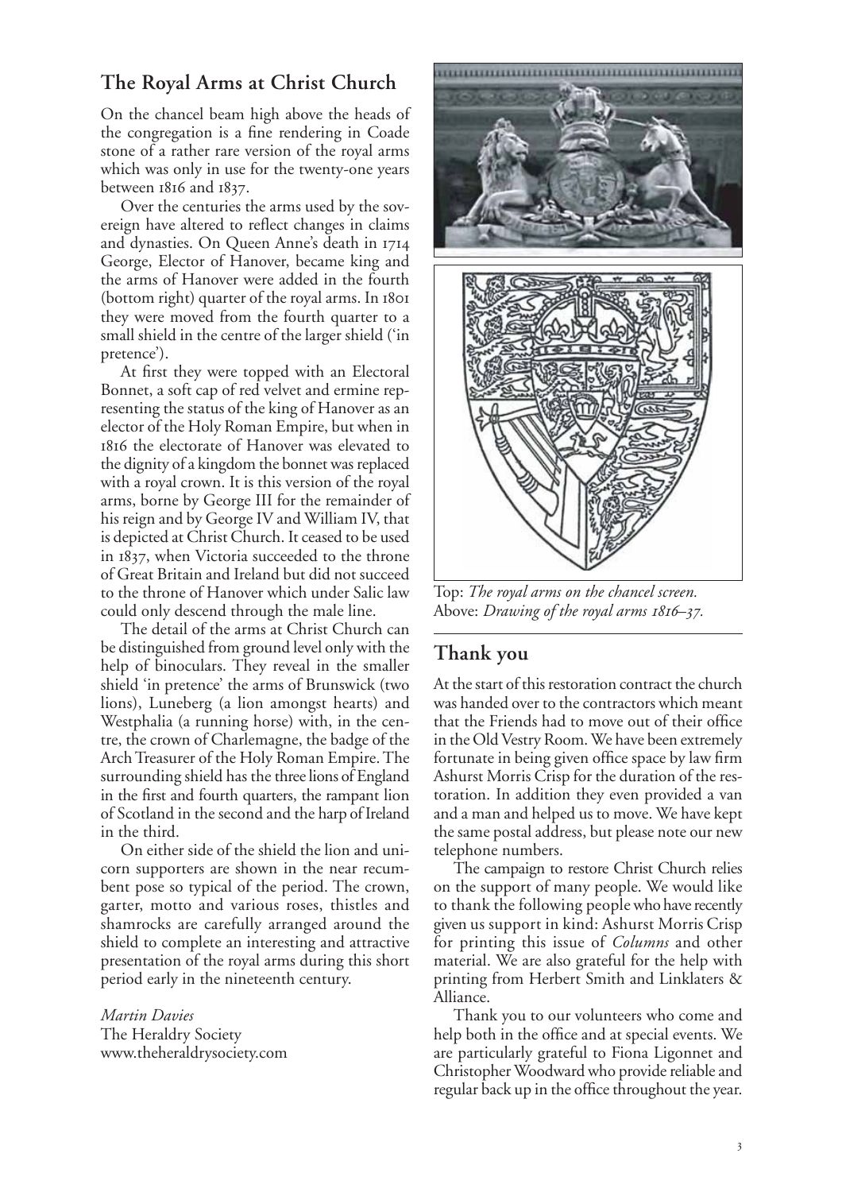## The Royal Arms at Christ Church

On the chancel beam high above the heads of the congregation is a fine rendering in Coade stone of a rather rare version of the royal arms which was only in use for the twenty-one years between 1816 and 1837.

Over the centuries the arms used by the sovereign have altered to reflect changes in claims and dynasties. On Queen Anne's death in 1714 George, Elector of Hanover, became king and the arms of Hanover were added in the fourth (bottom right) quarter of the royal arms. In 1801 they were moved from the fourth quarter to a small shield in the centre of the larger shield ('in pretence').

At first they were topped with an Electoral Bonnet, a soft cap of red velvet and ermine representing the status of the king of Hanover as an elector of the Holy Roman Empire, but when in 1816 the electorate of Hanover was elevated to the dignity of a kingdom the bonnet was replaced with a royal crown. It is this version of the royal arms, borne by George III for the remainder of his reign and by George IV and William IV, that is depicted at Christ Church. It ceased to be used in 1837, when Victoria succeeded to the throne of Great Britain and Ireland but did not succeed to the throne of Hanover which under Salic law could only descend through the male line.

The detail of the arms at Christ Church can be distinguished from ground level only with the help of binoculars. They reveal in the smaller shield 'in pretence' the arms of Brunswick (two lions), Luneberg (a lion amongst hearts) and Westphalia (a running horse) with, in the centre, the crown of Charlemagne, the badge of the Arch Treasurer of the Holy Roman Empire. The surrounding shield has the three lions of England in the first and fourth quarters, the rampant lion of Scotland in the second and the harp of Ireland in the third.

On either side of the shield the lion and unicorn supporters are shown in the near recumbent pose so typical of the period. The crown, garter, motto and various roses, thistles and shamrocks are carefully arranged around the shield to complete an interesting and attractive presentation of the royal arms during this short period early in the nineteenth century.

*Martin Davies*
The Heraldry Society
www.theheraldrysociety.com

Top: *The royal arms on the chancel screen.*
Above: *Drawing of the royal arms 1816–37.*

## Thank you

At the start of this restoration contract the church was handed over to the contractors which meant that the Friends had to move out of their office in the Old Vestry Room. We have been extremely fortunate in being given office space by law firm Ashurst Morris Crisp for the duration of the restoration. In addition they even provided a van and a man and helped us to move. We have kept the same postal address, but please note our new telephone numbers.

The campaign to restore Christ Church relies on the support of many people. We would like to thank the following people who have recently given us support in kind: Ashurst Morris Crisp for printing this issue of *Columns* and other material. We are also grateful for the help with printing from Herbert Smith and Linklaters & Alliance.

Thank you to our volunteers who come and help both in the office and at special events. We are particularly grateful to Fiona Ligonnet and Christopher Woodward who provide reliable and regular back up in the office throughout the year.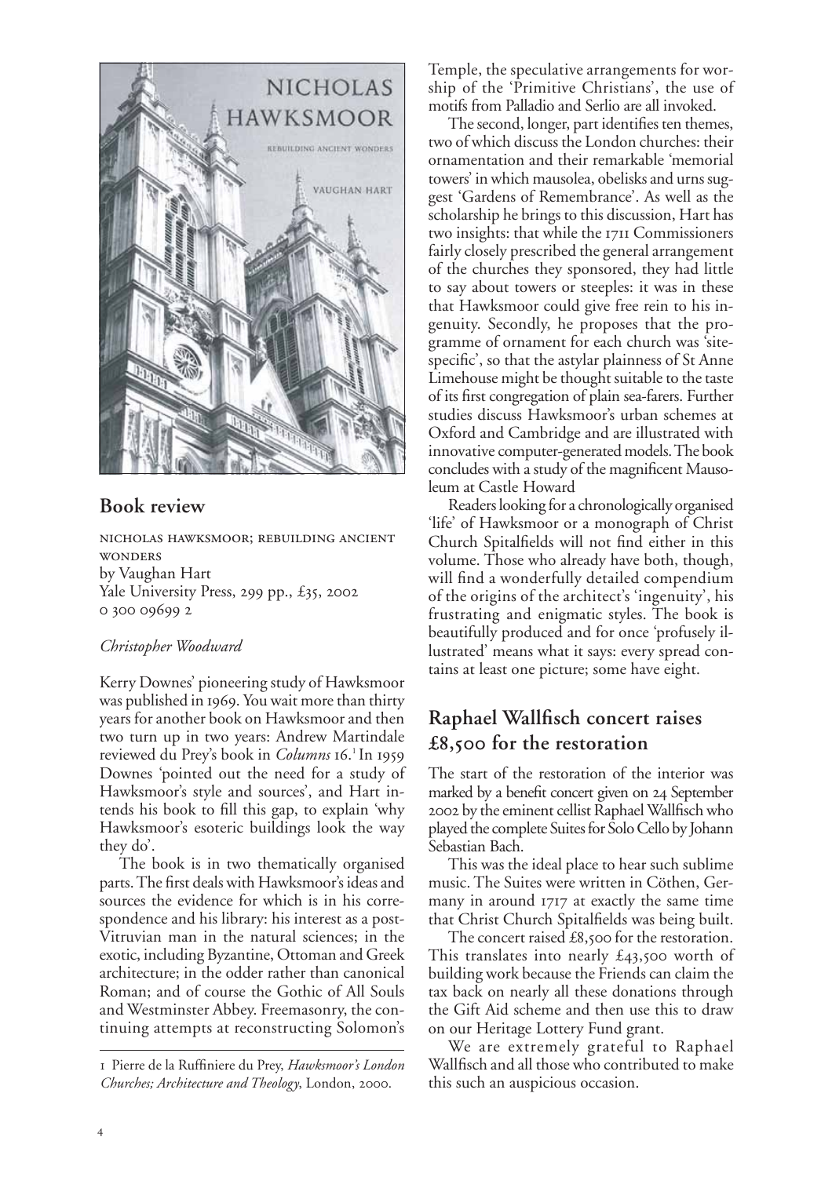## Book review

NICHOLAS HAWKSMOOR; REBUILDING ANCIENT WONDERS
by Vaughan Hart
Yale University Press, 299 pp., £35, 2002
0 300 09699 2

*Christopher Woodward*

Kerry Downes' pioneering study of Hawksmoor was published in 1969. You wait more than thirty years for another book on Hawksmoor and then two turn up in two years: Andrew Martindale reviewed du Prey's book in *Columns* 16.[1] In 1959 Downes 'pointed out the need for a study of Hawksmoor's style and sources', and Hart intends his book to fill this gap, to explain 'why Hawksmoor's esoteric buildings look the way they do'.

The book is in two thematically organised parts. The first deals with Hawksmoor's ideas and sources the evidence for which is in his correspondence and his library: his interest as a post-Vitruvian man in the natural sciences; in the exotic, including Byzantine, Ottoman and Greek architecture; in the odder rather than canonical Roman; and of course the Gothic of All Souls and Westminster Abbey. Freemasonry, the continuing attempts at reconstructing Solomon's Temple, the speculative arrangements for worship of the 'Primitive Christians', the use of motifs from Palladio and Serlio are all invoked.

The second, longer, part identifies ten themes, two of which discuss the London churches: their ornamentation and their remarkable 'memorial towers' in which mausolea, obelisks and urns suggest 'Gardens of Remembrance'. As well as the scholarship he brings to this discussion, Hart has two insights: that while the 1711 Commissioners fairly closely prescribed the general arrangement of the churches they sponsored, they had little to say about towers or steeples: it was in these that Hawksmoor could give free rein to his ingenuity. Secondly, he proposes that the programme of ornament for each church was 'site-specific', so that the astylar plainness of St Anne Limehouse might be thought suitable to the taste of its first congregation of plain sea-farers. Further studies discuss Hawksmoor's urban schemes at Oxford and Cambridge and are illustrated with innovative computer-generated models. The book concludes with a study of the magnificent Mausoleum at Castle Howard

Readers looking for a chronologically organised 'life' of Hawksmoor or a monograph of Christ Church Spitalfields will not find either in this volume. Those who already have both, though, will find a wonderfully detailed compendium of the origins of the architect's 'ingenuity', his frustrating and enigmatic styles. The book is beautifully produced and for once 'profusely illustrated' means what it says: every spread contains at least one picture; some have eight.

1 Pierre de la Ruffiniere du Prey, *Hawksmoor's London Churches; Architecture and Theology*, London, 2000.

## Raphael Wallfisch concert raises £8,500 for the restoration

The start of the restoration of the interior was marked by a benefit concert given on 24 September 2002 by the eminent cellist Raphael Wallfisch who played the complete Suites for Solo Cello by Johann Sebastian Bach.

This was the ideal place to hear such sublime music. The Suites were written in Cöthen, Germany in around 1717 at exactly the same time that Christ Church Spitalfields was being built.

The concert raised £8,500 for the restoration. This translates into nearly £43,500 worth of building work because the Friends can claim the tax back on nearly all these donations through the Gift Aid scheme and then use this to draw on our Heritage Lottery Fund grant.

We are extremely grateful to Raphael Wallfisch and all those who contributed to make this such an auspicious occasion.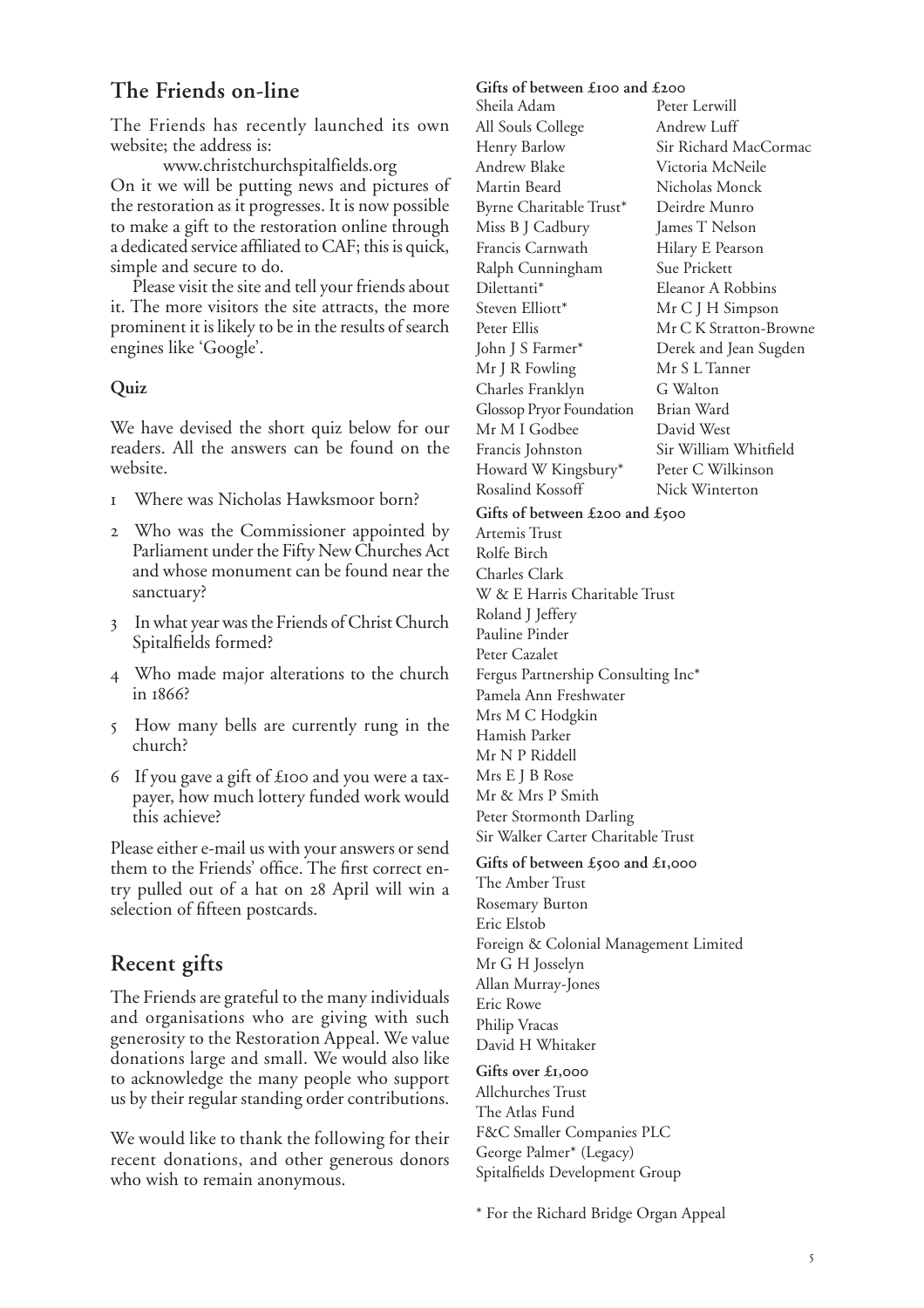## The Friends on-line

The Friends has recently launched its own website; the address is:

www.christchurchspitalfields.org

On it we will be putting news and pictures of the restoration as it progresses. It is now possible to make a gift to the restoration online through a dedicated service affiliated to CAF; this is quick, simple and secure to do.

Please visit the site and tell your friends about it. The more visitors the site attracts, the more prominent it is likely to be in the results of search engines like 'Google'.

### Quiz

We have devised the short quiz below for our readers. All the answers can be found on the website.

1. Where was Nicholas Hawksmoor born?
2. Who was the Commissioner appointed by Parliament under the Fifty New Churches Act and whose monument can be found near the sanctuary?
3. In what year was the Friends of Christ Church Spitalfields formed?
4. Who made major alterations to the church in 1866?
5. How many bells are currently rung in the church?
6. If you gave a gift of £100 and you were a tax-payer, how much lottery funded work would this achieve?

Please either e-mail us with your answers or send them to the Friends' office. The first correct entry pulled out of a hat on 28 April will win a selection of fifteen postcards.

## Recent gifts

The Friends are grateful to the many individuals and organisations who are giving with such generosity to the Restoration Appeal. We value donations large and small. We would also like to acknowledge the many people who support us by their regular standing order contributions.

We would like to thank the following for their recent donations, and other generous donors who wish to remain anonymous.

### Gifts of between £100 and £200

Sheila Adam
All Souls College
Henry Barlow
Andrew Blake
Martin Beard
Byrne Charitable Trust*
Miss B J Cadbury
Francis Carnwath
Ralph Cunningham
Dilettanti*
Steven Elliott*
Peter Ellis
John J S Farmer*
Mr J R Fowling
Charles Franklyn
Glossop Pryor Foundation
Mr M I Godbee
Francis Johnston
Howard W Kingsbury*
Rosalind Kossoff
Peter Lerwill
Andrew Luff
Sir Richard MacCormac
Victoria McNeile
Nicholas Monck
Deirdre Munro
James T Nelson
Hilary E Pearson
Sue Prickett
Eleanor A Robbins
Mr C J H Simpson
Mr C K Stratton-Browne
Derek and Jean Sugden
Mr S L Tanner
G Walton
Brian Ward
David West
Sir William Whitfield
Peter C Wilkinson
Nick Winterton

### Gifts of between £200 and £500

Artemis Trust
Rolfe Birch
Charles Clark
W & E Harris Charitable Trust
Roland J Jeffery
Pauline Pinder
Peter Cazalet
Fergus Partnership Consulting Inc*
Pamela Ann Freshwater
Mrs M C Hodgkin
Hamish Parker
Mr N P Riddell
Mrs E J B Rose
Mr & Mrs P Smith
Peter Stormonth Darling
Sir Walker Carter Charitable Trust

### Gifts of between £500 and £1,000

The Amber Trust
Rosemary Burton
Eric Elstob
Foreign & Colonial Management Limited
Mr G H Josselyn
Allan Murray-Jones
Eric Rowe
Philip Vracas
David H Whitaker

### Gifts over £1,000

Allchurches Trust
The Atlas Fund
F&C Smaller Companies PLC
George Palmer* (Legacy)
Spitalfields Development Group

* For the Richard Bridge Organ Appeal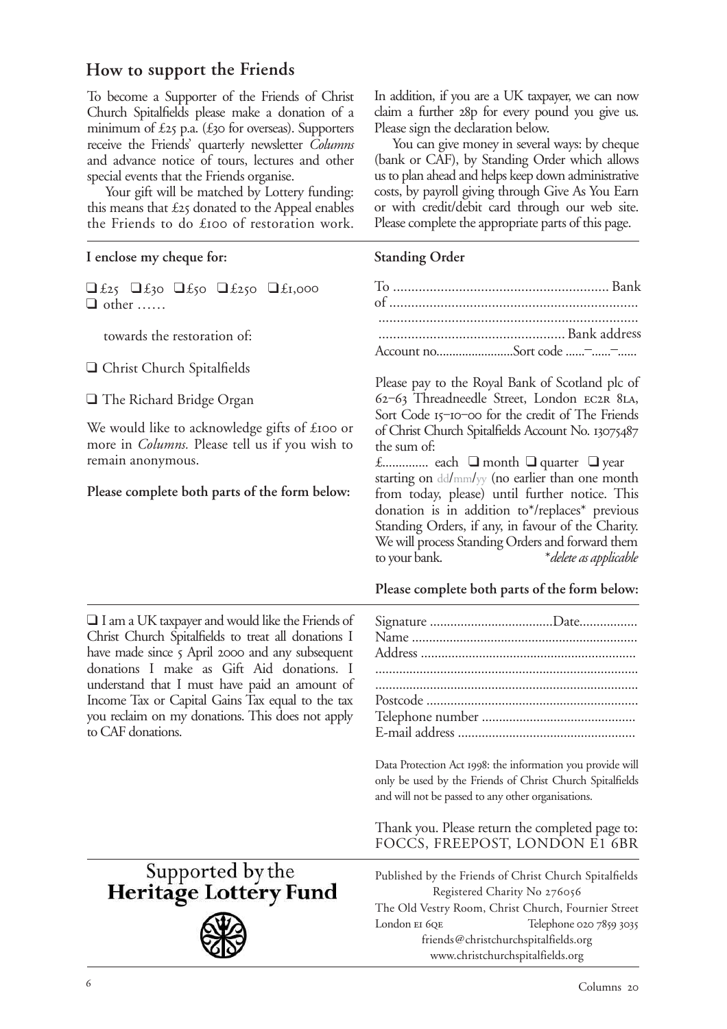## How to support the Friends

To become a Supporter of the Friends of Christ Church Spitalfields please make a donation of a minimum of £25 p.a. (£30 for overseas). Supporters receive the Friends' quarterly newsletter *Columns* and advance notice of tours, lectures and other special events that the Friends organise.

Your gift will be matched by Lottery funding: this means that £25 donated to the Appeal enables the Friends to do £100 of restoration work.

In addition, if you are a UK taxpayer, we can now claim a further 28p for every pound you give us. Please sign the declaration below.

You can give money in several ways: by cheque (bank or CAF), by Standing Order which allows us to plan ahead and helps keep down administrative costs, by payroll giving through Give As You Earn or with credit/debit card through our web site. Please complete the appropriate parts of this page.

**I enclose my cheque for:**

❑ £25 ❑ £30 ❑ £50 ❑ £250 ❑ £1,000
❑ other ……

towards the restoration of:

❑ Christ Church Spitalfields

❑ The Richard Bridge Organ

We would like to acknowledge gifts of £100 or more in *Columns*. Please tell us if you wish to remain anonymous.

**Please complete both parts of the form below:**

**Standing Order**

To ........................................................... Bank
of .....................................................................
.......................................................................
.................................................. Bank address
Account no........................Sort code ......–......–......

Please pay to the Royal Bank of Scotland plc of 62–63 Threadneedle Street, London EC2R 8LA, Sort Code 15–10–00 for the credit of The Friends of Christ Church Spitalfields Account No. 13075487 the sum of:

£.............. each ❑ month ❑ quarter ❑ year
starting on dd/mm/yy (no earlier than one month from today, please) until further notice. This donation is in addition to*/replaces* previous Standing Orders, if any, in favour of the Charity. We will process Standing Orders and forward them to your bank. *\*delete as applicable*

**Please complete both parts of the form below:**

❑ I am a UK taxpayer and would like the Friends of Christ Church Spitalfields to treat all donations I have made since 5 April 2000 and any subsequent donations I make as Gift Aid donations. I understand that I must have paid an amount of Income Tax or Capital Gains Tax equal to the tax you reclaim on my donations. This does not apply to CAF donations.

Signature ....................................Date.................
Name ..................................................................
Address ..............................................................
............................................................................
............................................................................
Postcode .............................................................
Telephone number .............................................
E-mail address ....................................................

Data Protection Act 1998: the information you provide will only be used by the Friends of Christ Church Spitalfields and will not be passed to any other organisations.

Thank you. Please return the completed page to:
FOCCS, FREEPOST, LONDON E1 6BR

Supported by the
**Heritage Lottery Fund**

Published by the Friends of Christ Church Spitalfields
Registered Charity No 276056
The Old Vestry Room, Christ Church, Fournier Street
London E1 6QE Telephone 020 7859 3035
friends@christchurchspitalfields.org
www.christchurchspitalfields.org